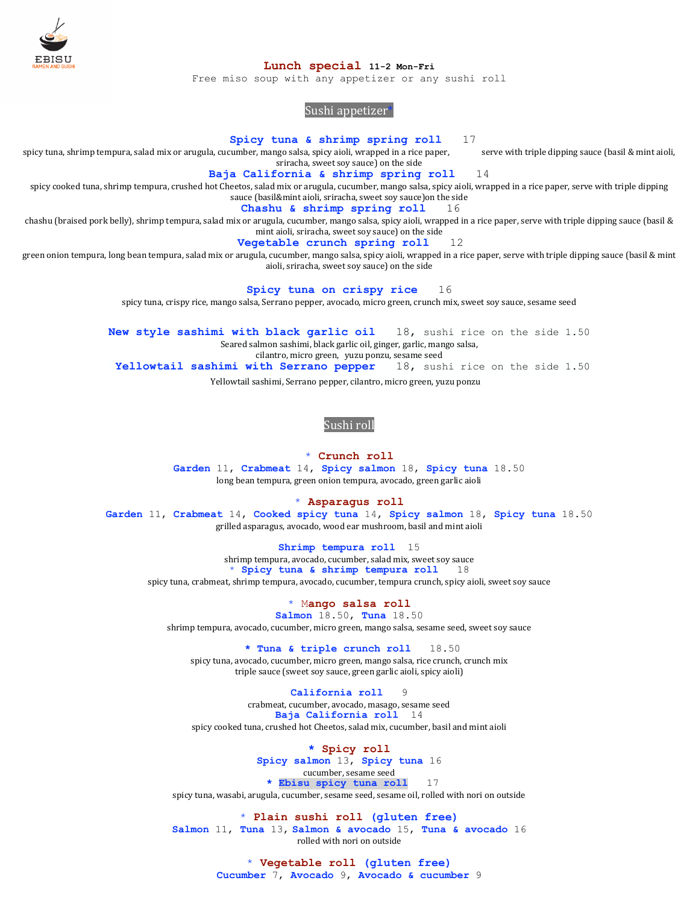EBISU
RAMEN AND SUSHI

# Lunch special 11-2 Mon-Fri

Free miso soup with any appetizer or any sushi roll

## Sushi appetizer*

**Spicy tuna & shrimp spring roll** 17
spicy tuna, shrimp tempura, salad mix or arugula, cucumber, mango salsa, spicy aioli, wrapped in a rice paper, serve with triple dipping sauce (basil & mint aioli, sriracha, sweet soy sauce) on the side

**Baja California & shrimp spring roll** 14
spicy cooked tuna, shrimp tempura, crushed hot Cheetos, salad mix or arugula, cucumber, mango salsa, spicy aioli, wrapped in a rice paper, serve with triple dipping sauce (basil&mint aioli, sriracha, sweet soy sauce)on the side

**Chashu & shrimp spring roll** 16
chashu (braised pork belly), shrimp tempura, salad mix or arugula, cucumber, mango salsa, spicy aioli, wrapped in a rice paper, serve with triple dipping sauce (basil & mint aioli, sriracha, sweet soy sauce) on the side

**Vegetable crunch spring roll** 12
green onion tempura, long bean tempura, salad mix or arugula, cucumber, mango salsa, spicy aioli, wrapped in a rice paper, serve with triple dipping sauce (basil & mint aioli, sriracha, sweet soy sauce) on the side

**Spicy tuna on crispy rice** 16
spicy tuna, crispy rice, mango salsa, Serrano pepper, avocado, micro green, crunch mix, sweet soy sauce, sesame seed

**New style sashimi with black garlic oil** 18, sushi rice on the side 1.50
Seared salmon sashimi, black garlic oil, ginger, garlic, mango salsa, cilantro, micro green, yuzu ponzu, sesame seed

**Yellowtail sashimi with Serrano pepper** 18, sushi rice on the side 1.50
Yellowtail sashimi, Serrano pepper, cilantro, micro green, yuzu ponzu

## Sushi roll

**\* Crunch roll**
**Garden** 11, **Crabmeat** 14, **Spicy salmon** 18, **Spicy tuna** 18.50
long bean tempura, green onion tempura, avocado, green garlic aioli

**\* Asparagus roll**
**Garden** 11, **Crabmeat** 14, **Cooked spicy tuna** 14, **Spicy salmon** 18, **Spicy tuna** 18.50
grilled asparagus, avocado, wood ear mushroom, basil and mint aioli

**Shrimp tempura roll** 15
shrimp tempura, avocado, cucumber, salad mix, sweet soy sauce

**\* Spicy tuna & shrimp tempura roll** 18
spicy tuna, crabmeat, shrimp tempura, avocado, cucumber, tempura crunch, spicy aioli, sweet soy sauce

**\* Mango salsa roll**
**Salmon** 18.50, **Tuna** 18.50
shrimp tempura, avocado, cucumber, micro green, mango salsa, sesame seed, sweet soy sauce

**\* Tuna & triple crunch roll** 18.50
spicy tuna, avocado, cucumber, micro green, mango salsa, rice crunch, crunch mix
triple sauce (sweet soy sauce, green garlic aioli, spicy aioli)

**California roll** 9
crabmeat, cucumber, avocado, masago, sesame seed

**Baja California roll** 14
spicy cooked tuna, crushed hot Cheetos, salad mix, cucumber, basil and mint aioli

**\* Spicy roll**
**Spicy salmon** 13, **Spicy tuna** 16
cucumber, sesame seed

**\* Ebisu spicy tuna roll** 17
spicy tuna, wasabi, arugula, cucumber, sesame seed, sesame oil, rolled with nori on outside

**\* Plain sushi roll (gluten free)**
**Salmon** 11, **Tuna** 13, **Salmon & avocado** 15, **Tuna & avocado** 16
rolled with nori on outside

**\* Vegetable roll (gluten free)**
**Cucumber** 7, **Avocado** 9, **Avocado & cucumber** 9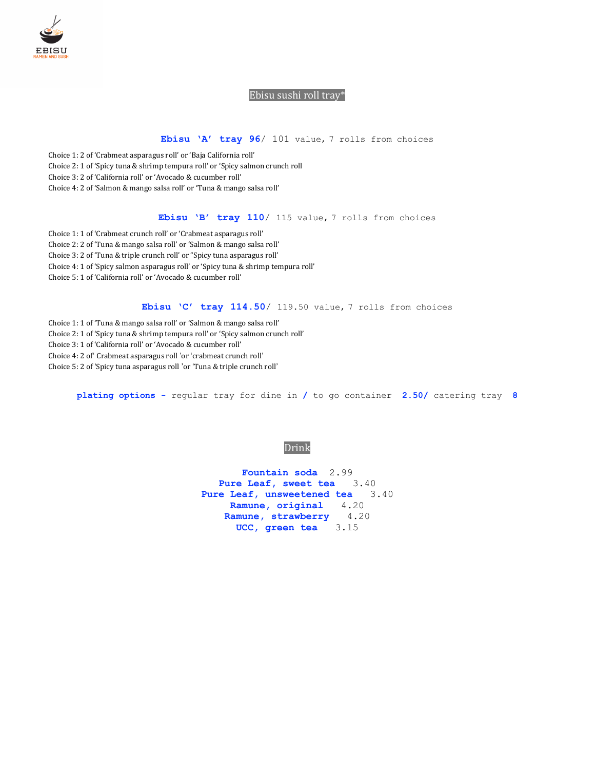EBISU
RAMEN AND SUSHI

## Ebisu sushi roll tray*

**Ebisu 'A' tray 96**/ 101 value, 7 rolls from choices

Choice 1: 2 of 'Crabmeat asparagus roll' or 'Baja California roll'
Choice 2: 1 of 'Spicy tuna & shrimp tempura roll' or 'Spicy salmon crunch roll
Choice 3: 2 of 'California roll' or 'Avocado & cucumber roll'
Choice 4: 2 of 'Salmon & mango salsa roll' or 'Tuna & mango salsa roll'

**Ebisu 'B' tray 110**/ 115 value, 7 rolls from choices

Choice 1: 1 of 'Crabmeat crunch roll' or 'Crabmeat asparagus roll'
Choice 2: 2 of 'Tuna & mango salsa roll' or 'Salmon & mango salsa roll'
Choice 3: 2 of 'Tuna & triple crunch roll' or "Spicy tuna asparagus roll'
Choice 4: 1 of 'Spicy salmon asparagus roll' or 'Spicy tuna & shrimp tempura roll'
Choice 5: 1 of 'California roll' or 'Avocado & cucumber roll'

**Ebisu 'C' tray 114.50**/ 119.50 value, 7 rolls from choices

Choice 1: 1 of 'Tuna & mango salsa roll' or 'Salmon & mango salsa roll'
Choice 2: 1 of 'Spicy tuna & shrimp tempura roll' or 'Spicy salmon crunch roll'
Choice 3: 1 of 'California roll' or 'Avocado & cucumber roll'
Choice 4: 2 of' Crabmeat asparagus roll 'or 'crabmeat crunch roll'
Choice 5: 2 of 'Spicy tuna asparagus roll 'or 'Tuna & triple crunch roll'

**plating options -** regular tray for dine in **/** to go container **2.50/** catering tray **8**

## Drink

**Fountain soda** 2.99
**Pure Leaf, sweet tea** 3.40
**Pure Leaf, unsweetened tea** 3.40
**Ramune, original** 4.20
**Ramune, strawberry** 4.20
**UCC, green tea** 3.15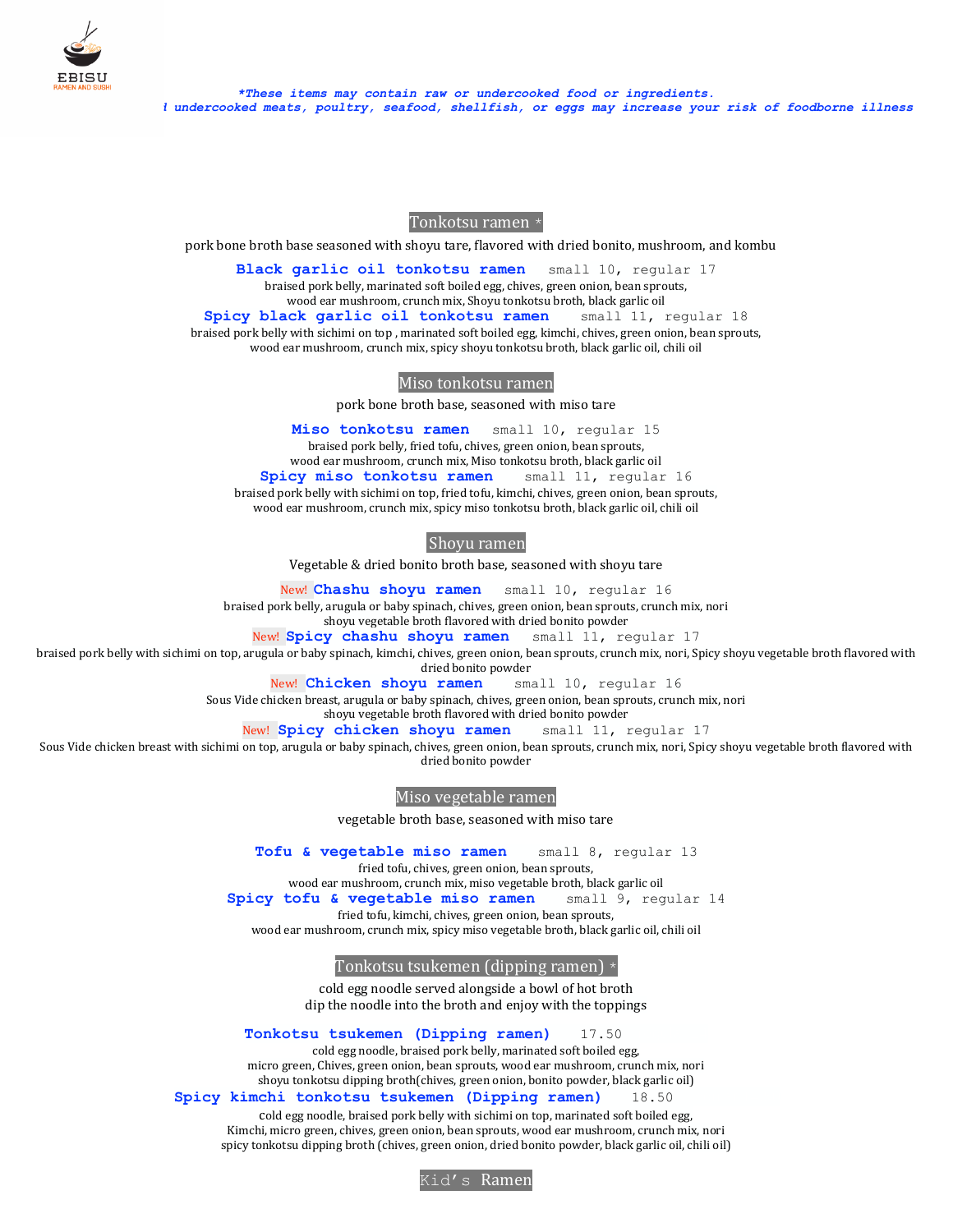EBISU
RAMEN AND SUSHI

*\*These items may contain raw or undercooked food or ingredients.*
*l undercooked meats, poultry, seafood, shellfish, or eggs may increase your risk of foodborne illness*

## Tonkotsu ramen *

pork bone broth base seasoned with shoyu tare, flavored with dried bonito, mushroom, and kombu

**Black garlic oil tonkotsu ramen** small 10, regular 17
braised pork belly, marinated soft boiled egg, chives, green onion, bean sprouts, wood ear mushroom, crunch mix, Shoyu tonkotsu broth, black garlic oil

**Spicy black garlic oil tonkotsu ramen** small 11, regular 18
braised pork belly with sichimi on top , marinated soft boiled egg, kimchi, chives, green onion, bean sprouts, wood ear mushroom, crunch mix, spicy shoyu tonkotsu broth, black garlic oil, chili oil

## Miso tonkotsu ramen

pork bone broth base, seasoned with miso tare

**Miso tonkotsu ramen** small 10, regular 15
braised pork belly, fried tofu, chives, green onion, bean sprouts, wood ear mushroom, crunch mix, Miso tonkotsu broth, black garlic oil

**Spicy miso tonkotsu ramen** small 11, regular 16
braised pork belly with sichimi on top, fried tofu, kimchi, chives, green onion, bean sprouts, wood ear mushroom, crunch mix, spicy miso tonkotsu broth, black garlic oil, chili oil

## Shoyu ramen

Vegetable & dried bonito broth base, seasoned with shoyu tare

New! **Chashu shoyu ramen** small 10, regular 16
braised pork belly, arugula or baby spinach, chives, green onion, bean sprouts, crunch mix, nori shoyu vegetable broth flavored with dried bonito powder

New! **Spicy chashu shoyu ramen** small 11, regular 17
braised pork belly with sichimi on top, arugula or baby spinach, kimchi, chives, green onion, bean sprouts, crunch mix, nori, Spicy shoyu vegetable broth flavored with dried bonito powder

New! **Chicken shoyu ramen** small 10, regular 16
Sous Vide chicken breast, arugula or baby spinach, chives, green onion, bean sprouts, crunch mix, nori shoyu vegetable broth flavored with dried bonito powder

New! **Spicy chicken shoyu ramen** small 11, regular 17
Sous Vide chicken breast with sichimi on top, arugula or baby spinach, chives, green onion, bean sprouts, crunch mix, nori, Spicy shoyu vegetable broth flavored with dried bonito powder

## Miso vegetable ramen

vegetable broth base, seasoned with miso tare

**Tofu & vegetable miso ramen** small 8, regular 13
fried tofu, chives, green onion, bean sprouts, wood ear mushroom, crunch mix, miso vegetable broth, black garlic oil

**Spicy tofu & vegetable miso ramen** small 9, regular 14
fried tofu, kimchi, chives, green onion, bean sprouts, wood ear mushroom, crunch mix, spicy miso vegetable broth, black garlic oil, chili oil

## Tonkotsu tsukemen (dipping ramen) *

cold egg noodle served alongside a bowl of hot broth
dip the noodle into the broth and enjoy with the toppings

**Tonkotsu tsukemen (Dipping ramen)** 17.50
cold egg noodle, braised pork belly, marinated soft boiled egg, micro green, Chives, green onion, bean sprouts, wood ear mushroom, crunch mix, nori shoyu tonkotsu dipping broth(chives, green onion, bonito powder, black garlic oil)

**Spicy kimchi tonkotsu tsukemen (Dipping ramen)** 18.50
cold egg noodle, braised pork belly with sichimi on top, marinated soft boiled egg, Kimchi, micro green, chives, green onion, bean sprouts, wood ear mushroom, crunch mix, nori spicy tonkotsu dipping broth (chives, green onion, dried bonito powder, black garlic oil, chili oil)

## Kid's Ramen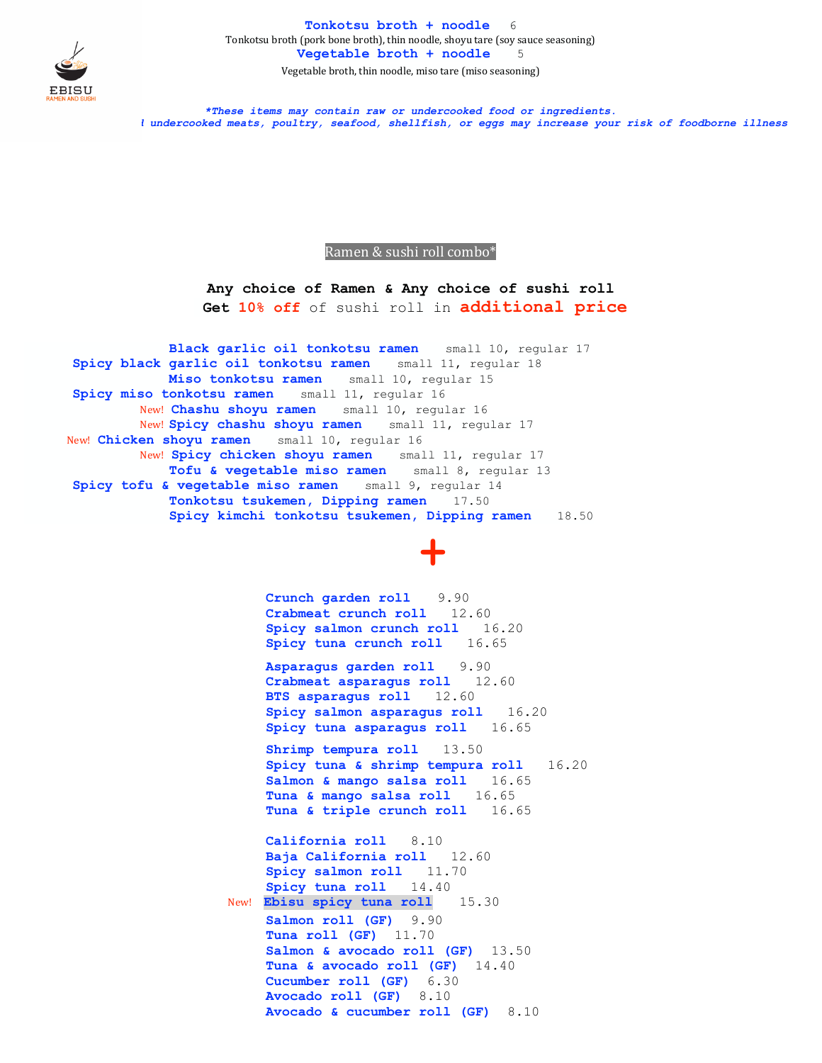**Tonkotsu broth + noodle** 6

Tonkotsu broth (pork bone broth), thin noodle, shoyu tare (soy sauce seasoning)

**Vegetable broth + noodle** 5

Vegetable broth, thin noodle, miso tare (miso seasoning)

EBISU
RAMEN AND SUSHI

*\*These items may contain raw or undercooked food or ingredients.*
*l undercooked meats, poultry, seafood, shellfish, or eggs may increase your risk of foodborne illness*

## Ramen & sushi roll combo*

**Any choice of Ramen & Any choice of sushi roll**
**Get 10% off of sushi roll in additional price**

**Black garlic oil tonkotsu ramen** small 10, regular 17
**Spicy black garlic oil tonkotsu ramen** small 11, regular 18
**Miso tonkotsu ramen** small 10, regular 15
**Spicy miso tonkotsu ramen** small 11, regular 16
New! **Chashu shoyu ramen** small 10, regular 16
New! **Spicy chashu shoyu ramen** small 11, regular 17
New! **Chicken shoyu ramen** small 10, regular 16
New! **Spicy chicken shoyu ramen** small 11, regular 17
**Tofu & vegetable miso ramen** small 8, regular 13
**Spicy tofu & vegetable miso ramen** small 9, regular 14
**Tonkotsu tsukemen, Dipping ramen** 17.50
**Spicy kimchi tonkotsu tsukemen, Dipping ramen** 18.50

**+**

**Crunch garden roll** 9.90
**Crabmeat crunch roll** 12.60
**Spicy salmon crunch roll** 16.20
**Spicy tuna crunch roll** 16.65

**Asparagus garden roll** 9.90
**Crabmeat asparagus roll** 12.60
**BTS asparagus roll** 12.60
**Spicy salmon asparagus roll** 16.20
**Spicy tuna asparagus roll** 16.65

**Shrimp tempura roll** 13.50
**Spicy tuna & shrimp tempura roll** 16.20
**Salmon & mango salsa roll** 16.65
**Tuna & mango salsa roll** 16.65
**Tuna & triple crunch roll** 16.65

**California roll** 8.10
**Baja California roll** 12.60
**Spicy salmon roll** 11.70
**Spicy tuna roll** 14.40
New! **Ebisu spicy tuna roll** 15.30
**Salmon roll (GF)** 9.90
**Tuna roll (GF)** 11.70
**Salmon & avocado roll (GF)** 13.50
**Tuna & avocado roll (GF)** 14.40
**Cucumber roll (GF)** 6.30
**Avocado roll (GF)** 8.10
**Avocado & cucumber roll (GF)** 8.10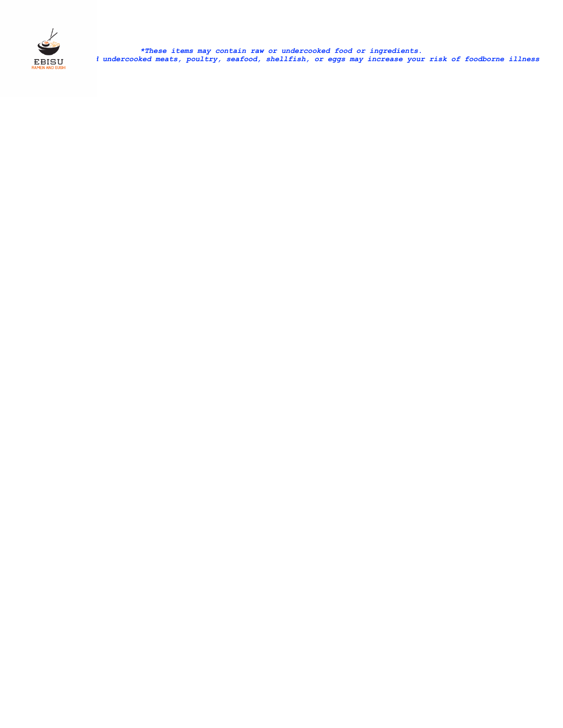***These items may contain raw or undercooked food or ingredients.***

***l undercooked meats, poultry, seafood, shellfish, or eggs may increase your risk of foodborne illness***